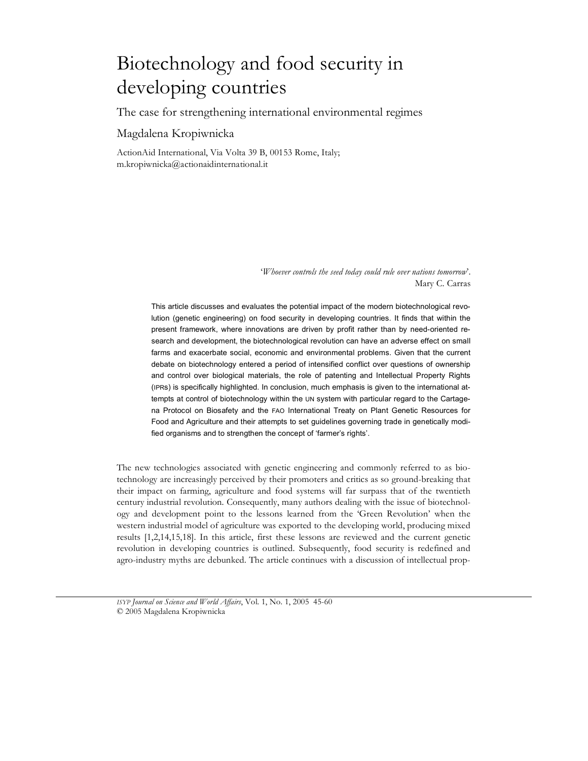# Biotechnology and food security in developing countries

## The case for strengthening international environmental regimes

Magdalena Kropiwnicka

ActionAid International, Via Volta 39 B, 00153 Rome, Italy;
m.kropiwnicka@actionaidinternational.it

> '*Whoever controls the seed today could rule over nations tomorrow*'.
> Mary C. Carras

This article discusses and evaluates the potential impact of the modern biotechnological revolution (genetic engineering) on food security in developing countries. It finds that within the present framework, where innovations are driven by profit rather than by need-oriented research and development, the biotechnological revolution can have an adverse effect on small farms and exacerbate social, economic and environmental problems. Given that the current debate on biotechnology entered a period of intensified conflict over questions of ownership and control over biological materials, the role of patenting and Intellectual Property Rights (IPRs) is specifically highlighted. In conclusion, much emphasis is given to the international attempts at control of biotechnology within the UN system with particular regard to the Cartagena Protocol on Biosafety and the FAO International Treaty on Plant Genetic Resources for Food and Agriculture and their attempts to set guidelines governing trade in genetically modified organisms and to strengthen the concept of 'farmer's rights'.

The new technologies associated with genetic engineering and commonly referred to as biotechnology are increasingly perceived by their promoters and critics as so ground-breaking that their impact on farming, agriculture and food systems will far surpass that of the twentieth century industrial revolution. Consequently, many authors dealing with the issue of biotechnology and development point to the lessons learned from the 'Green Revolution' when the western industrial model of agriculture was exported to the developing world, producing mixed results [1,2,14,15,18]. In this article, first these lessons are reviewed and the current genetic revolution in developing countries is outlined. Subsequently, food security is redefined and agro-industry myths are debunked. The article continues with a discussion of intellectual prop-

*ISYP Journal on Science and World Affairs*, Vol. 1, No. 1, 2005 45-60
© 2005 Magdalena Kropiwnicka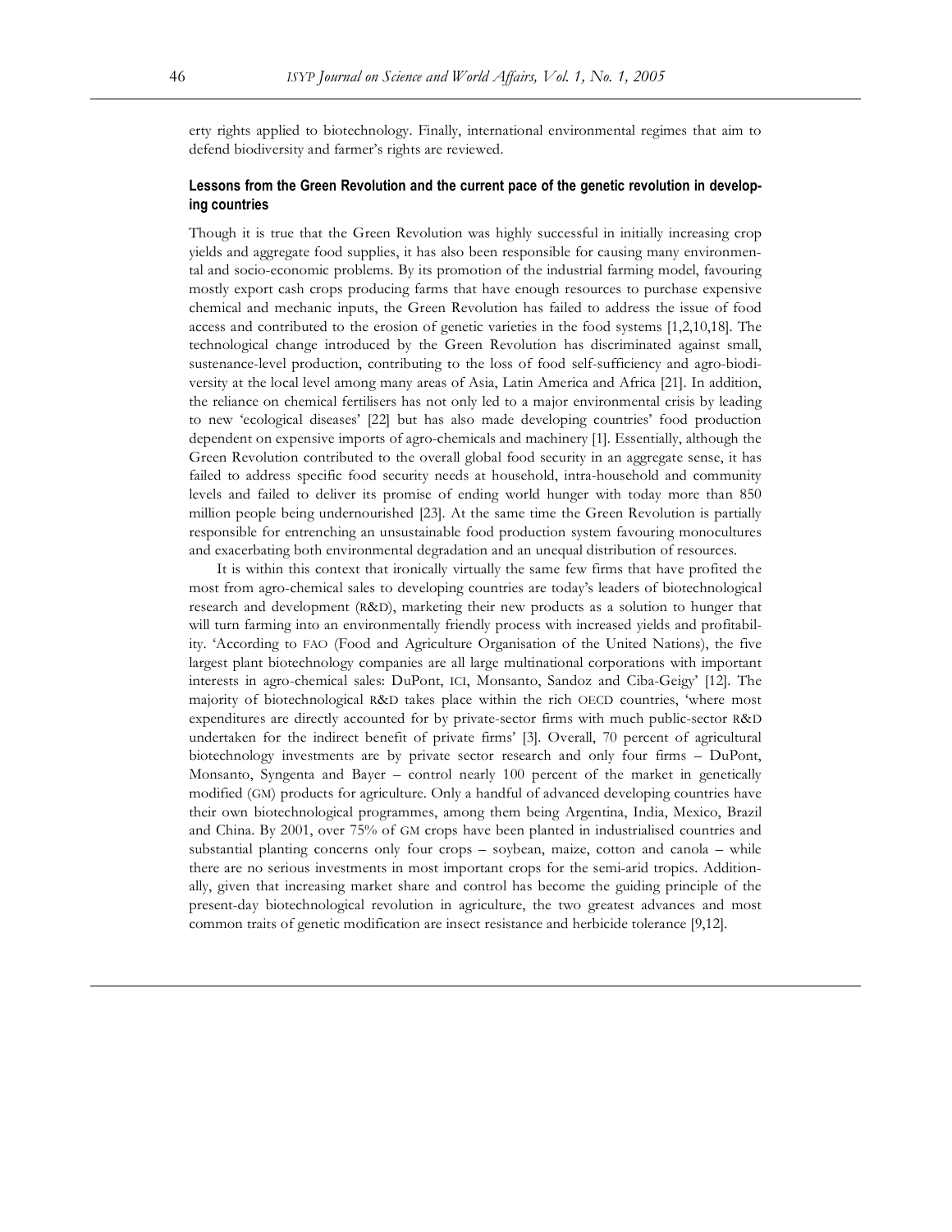erty rights applied to biotechnology. Finally, international environmental regimes that aim to defend biodiversity and farmer's rights are reviewed.

### Lessons from the Green Revolution and the current pace of the genetic revolution in developing countries

Though it is true that the Green Revolution was highly successful in initially increasing crop yields and aggregate food supplies, it has also been responsible for causing many environmental and socio-economic problems. By its promotion of the industrial farming model, favouring mostly export cash crops producing farms that have enough resources to purchase expensive chemical and mechanic inputs, the Green Revolution has failed to address the issue of food access and contributed to the erosion of genetic varieties in the food systems [1,2,10,18]. The technological change introduced by the Green Revolution has discriminated against small, sustenance-level production, contributing to the loss of food self-sufficiency and agro-biodiversity at the local level among many areas of Asia, Latin America and Africa [21]. In addition, the reliance on chemical fertilisers has not only led to a major environmental crisis by leading to new 'ecological diseases' [22] but has also made developing countries' food production dependent on expensive imports of agro-chemicals and machinery [1]. Essentially, although the Green Revolution contributed to the overall global food security in an aggregate sense, it has failed to address specific food security needs at household, intra-household and community levels and failed to deliver its promise of ending world hunger with today more than 850 million people being undernourished [23]. At the same time the Green Revolution is partially responsible for entrenching an unsustainable food production system favouring monocultures and exacerbating both environmental degradation and an unequal distribution of resources.

It is within this context that ironically virtually the same few firms that have profited the most from agro-chemical sales to developing countries are today's leaders of biotechnological research and development (R&D), marketing their new products as a solution to hunger that will turn farming into an environmentally friendly process with increased yields and profitability. 'According to FAO (Food and Agriculture Organisation of the United Nations), the five largest plant biotechnology companies are all large multinational corporations with important interests in agro-chemical sales: DuPont, ICI, Monsanto, Sandoz and Ciba-Geigy' [12]. The majority of biotechnological R&D takes place within the rich OECD countries, 'where most expenditures are directly accounted for by private-sector firms with much public-sector R&D undertaken for the indirect benefit of private firms' [3]. Overall, 70 percent of agricultural biotechnology investments are by private sector research and only four firms – DuPont, Monsanto, Syngenta and Bayer – control nearly 100 percent of the market in genetically modified (GM) products for agriculture. Only a handful of advanced developing countries have their own biotechnological programmes, among them being Argentina, India, Mexico, Brazil and China. By 2001, over 75% of GM crops have been planted in industrialised countries and substantial planting concerns only four crops – soybean, maize, cotton and canola – while there are no serious investments in most important crops for the semi-arid tropics. Additionally, given that increasing market share and control has become the guiding principle of the present-day biotechnological revolution in agriculture, the two greatest advances and most common traits of genetic modification are insect resistance and herbicide tolerance [9,12].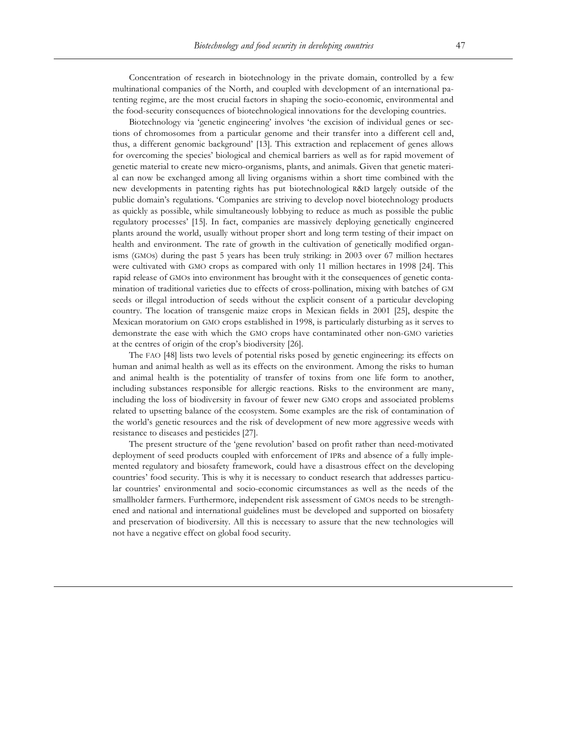Concentration of research in biotechnology in the private domain, controlled by a few multinational companies of the North, and coupled with development of an international patenting regime, are the most crucial factors in shaping the socio-economic, environmental and the food-security consequences of biotechnological innovations for the developing countries.

Biotechnology via 'genetic engineering' involves 'the excision of individual genes or sections of chromosomes from a particular genome and their transfer into a different cell and, thus, a different genomic background' [13]. This extraction and replacement of genes allows for overcoming the species' biological and chemical barriers as well as for rapid movement of genetic material to create new micro-organisms, plants, and animals. Given that genetic material can now be exchanged among all living organisms within a short time combined with the new developments in patenting rights has put biotechnological R&D largely outside of the public domain's regulations. 'Companies are striving to develop novel biotechnology products as quickly as possible, while simultaneously lobbying to reduce as much as possible the public regulatory processes' [15]. In fact, companies are massively deploying genetically engineered plants around the world, usually without proper short and long term testing of their impact on health and environment. The rate of growth in the cultivation of genetically modified organisms (GMOs) during the past 5 years has been truly striking: in 2003 over 67 million hectares were cultivated with GMO crops as compared with only 11 million hectares in 1998 [24]. This rapid release of GMOs into environment has brought with it the consequences of genetic contamination of traditional varieties due to effects of cross-pollination, mixing with batches of GM seeds or illegal introduction of seeds without the explicit consent of a particular developing country. The location of transgenic maize crops in Mexican fields in 2001 [25], despite the Mexican moratorium on GMO crops established in 1998, is particularly disturbing as it serves to demonstrate the ease with which the GMO crops have contaminated other non-GMO varieties at the centres of origin of the crop's biodiversity [26].

The FAO [48] lists two levels of potential risks posed by genetic engineering: its effects on human and animal health as well as its effects on the environment. Among the risks to human and animal health is the potentiality of transfer of toxins from one life form to another, including substances responsible for allergic reactions. Risks to the environment are many, including the loss of biodiversity in favour of fewer new GMO crops and associated problems related to upsetting balance of the ecosystem. Some examples are the risk of contamination of the world's genetic resources and the risk of development of new more aggressive weeds with resistance to diseases and pesticides [27].

The present structure of the 'gene revolution' based on profit rather than need-motivated deployment of seed products coupled with enforcement of IPRs and absence of a fully implemented regulatory and biosafety framework, could have a disastrous effect on the developing countries' food security. This is why it is necessary to conduct research that addresses particular countries' environmental and socio-economic circumstances as well as the needs of the smallholder farmers. Furthermore, independent risk assessment of GMOs needs to be strengthened and national and international guidelines must be developed and supported on biosafety and preservation of biodiversity. All this is necessary to assure that the new technologies will not have a negative effect on global food security.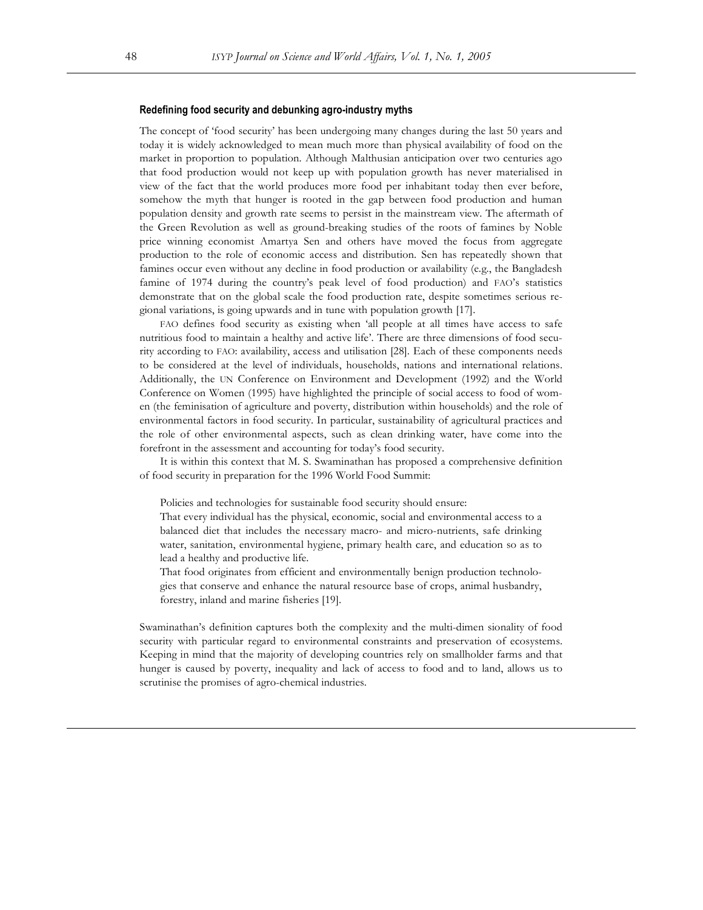### Redefining food security and debunking agro-industry myths

The concept of 'food security' has been undergoing many changes during the last 50 years and today it is widely acknowledged to mean much more than physical availability of food on the market in proportion to population. Although Malthusian anticipation over two centuries ago that food production would not keep up with population growth has never materialised in view of the fact that the world produces more food per inhabitant today then ever before, somehow the myth that hunger is rooted in the gap between food production and human population density and growth rate seems to persist in the mainstream view. The aftermath of the Green Revolution as well as ground-breaking studies of the roots of famines by Noble price winning economist Amartya Sen and others have moved the focus from aggregate production to the role of economic access and distribution. Sen has repeatedly shown that famines occur even without any decline in food production or availability (e.g., the Bangladesh famine of 1974 during the country's peak level of food production) and FAO's statistics demonstrate that on the global scale the food production rate, despite sometimes serious regional variations, is going upwards and in tune with population growth [17].

FAO defines food security as existing when 'all people at all times have access to safe nutritious food to maintain a healthy and active life'. There are three dimensions of food security according to FAO: availability, access and utilisation [28]. Each of these components needs to be considered at the level of individuals, households, nations and international relations. Additionally, the UN Conference on Environment and Development (1992) and the World Conference on Women (1995) have highlighted the principle of social access to food of women (the feminisation of agriculture and poverty, distribution within households) and the role of environmental factors in food security. In particular, sustainability of agricultural practices and the role of other environmental aspects, such as clean drinking water, have come into the forefront in the assessment and accounting for today's food security.

It is within this context that M. S. Swaminathan has proposed a comprehensive definition of food security in preparation for the 1996 World Food Summit:

> Policies and technologies for sustainable food security should ensure:
>
> That every individual has the physical, economic, social and environmental access to a balanced diet that includes the necessary macro- and micro-nutrients, safe drinking water, sanitation, environmental hygiene, primary health care, and education so as to lead a healthy and productive life.
>
> That food originates from efficient and environmentally benign production technologies that conserve and enhance the natural resource base of crops, animal husbandry, forestry, inland and marine fisheries [19].

Swaminathan's definition captures both the complexity and the multi-dimensionality of food security with particular regard to environmental constraints and preservation of ecosystems. Keeping in mind that the majority of developing countries rely on smallholder farms and that hunger is caused by poverty, inequality and lack of access to food and to land, allows us to scrutinise the promises of agro-chemical industries.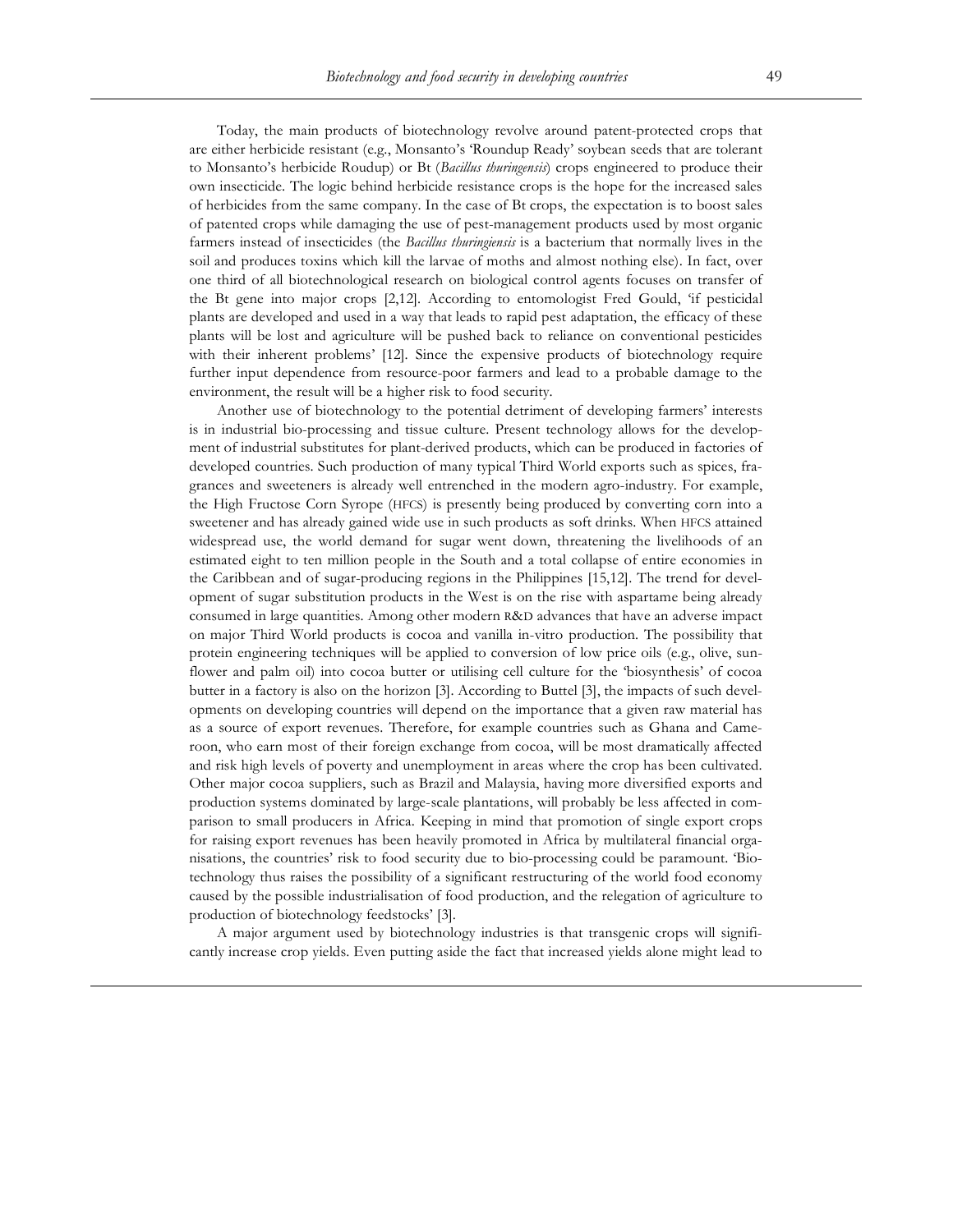Today, the main products of biotechnology revolve around patent-protected crops that are either herbicide resistant (e.g., Monsanto's 'Roundup Ready' soybean seeds that are tolerant to Monsanto's herbicide Roudup) or Bt (*Bacillus thuringensis*) crops engineered to produce their own insecticide. The logic behind herbicide resistance crops is the hope for the increased sales of herbicides from the same company. In the case of Bt crops, the expectation is to boost sales of patented crops while damaging the use of pest-management products used by most organic farmers instead of insecticides (the *Bacillus thuringiensis* is a bacterium that normally lives in the soil and produces toxins which kill the larvae of moths and almost nothing else). In fact, over one third of all biotechnological research on biological control agents focuses on transfer of the Bt gene into major crops [2,12]. According to entomologist Fred Gould, 'if pesticidal plants are developed and used in a way that leads to rapid pest adaptation, the efficacy of these plants will be lost and agriculture will be pushed back to reliance on conventional pesticides with their inherent problems' [12]. Since the expensive products of biotechnology require further input dependence from resource-poor farmers and lead to a probable damage to the environment, the result will be a higher risk to food security.

Another use of biotechnology to the potential detriment of developing farmers' interests is in industrial bio-processing and tissue culture. Present technology allows for the development of industrial substitutes for plant-derived products, which can be produced in factories of developed countries. Such production of many typical Third World exports such as spices, fragrances and sweeteners is already well entrenched in the modern agro-industry. For example, the High Fructose Corn Syrope (HFCS) is presently being produced by converting corn into a sweetener and has already gained wide use in such products as soft drinks. When HFCS attained widespread use, the world demand for sugar went down, threatening the livelihoods of an estimated eight to ten million people in the South and a total collapse of entire economies in the Caribbean and of sugar-producing regions in the Philippines [15,12]. The trend for development of sugar substitution products in the West is on the rise with aspartame being already consumed in large quantities. Among other modern R&D advances that have an adverse impact on major Third World products is cocoa and vanilla in-vitro production. The possibility that protein engineering techniques will be applied to conversion of low price oils (e.g., olive, sunflower and palm oil) into cocoa butter or utilising cell culture for the 'biosynthesis' of cocoa butter in a factory is also on the horizon [3]. According to Buttel [3], the impacts of such developments on developing countries will depend on the importance that a given raw material has as a source of export revenues. Therefore, for example countries such as Ghana and Cameroon, who earn most of their foreign exchange from cocoa, will be most dramatically affected and risk high levels of poverty and unemployment in areas where the crop has been cultivated. Other major cocoa suppliers, such as Brazil and Malaysia, having more diversified exports and production systems dominated by large-scale plantations, will probably be less affected in comparison to small producers in Africa. Keeping in mind that promotion of single export crops for raising export revenues has been heavily promoted in Africa by multilateral financial organisations, the countries' risk to food security due to bio-processing could be paramount. 'Biotechnology thus raises the possibility of a significant restructuring of the world food economy caused by the possible industrialisation of food production, and the relegation of agriculture to production of biotechnology feedstocks' [3].

A major argument used by biotechnology industries is that transgenic crops will significantly increase crop yields. Even putting aside the fact that increased yields alone might lead to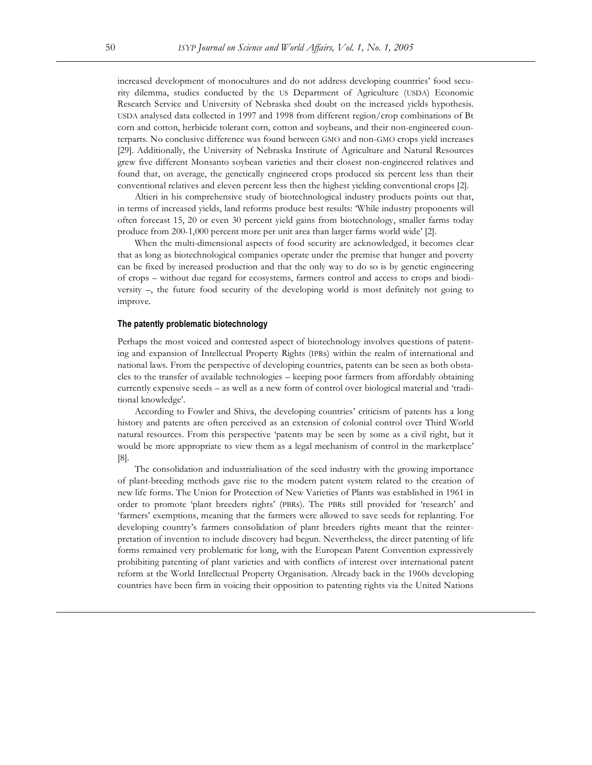increased development of monocultures and do not address developing countries' food security dilemma, studies conducted by the US Department of Agriculture (USDA) Economic Research Service and University of Nebraska shed doubt on the increased yields hypothesis. USDA analysed data collected in 1997 and 1998 from different region/crop combinations of Bt corn and cotton, herbicide tolerant corn, cotton and soybeans, and their non-engineered counterparts. No conclusive difference was found between GMO and non-GMO crops yield increases [29]. Additionally, the University of Nebraska Institute of Agriculture and Natural Resources grew five different Monsanto soybean varieties and their closest non-engineered relatives and found that, on average, the genetically engineered crops produced six percent less than their conventional relatives and eleven percent less then the highest yielding conventional crops [2].

Altieri in his comprehensive study of biotechnological industry products points out that, in terms of increased yields, land reforms produce best results: 'While industry proponents will often forecast 15, 20 or even 30 percent yield gains from biotechnology, smaller farms today produce from 200-1,000 percent more per unit area than larger farms world wide' [2].

When the multi-dimensional aspects of food security are acknowledged, it becomes clear that as long as biotechnological companies operate under the premise that hunger and poverty can be fixed by increased production and that the only way to do so is by genetic engineering of crops – without due regard for ecosystems, farmers control and access to crops and biodiversity –, the future food security of the developing world is most definitely not going to improve.

### The patently problematic biotechnology

Perhaps the most voiced and contested aspect of biotechnology involves questions of patenting and expansion of Intellectual Property Rights (IPRs) within the realm of international and national laws. From the perspective of developing countries, patents can be seen as both obstacles to the transfer of available technologies – keeping poor farmers from affordably obtaining currently expensive seeds – as well as a new form of control over biological material and 'traditional knowledge'.

According to Fowler and Shiva, the developing countries' criticism of patents has a long history and patents are often perceived as an extension of colonial control over Third World natural resources. From this perspective 'patents may be seen by some as a civil right, but it would be more appropriate to view them as a legal mechanism of control in the marketplace' [8].

The consolidation and industrialisation of the seed industry with the growing importance of plant-breeding methods gave rise to the modern patent system related to the creation of new life forms. The Union for Protection of New Varieties of Plants was established in 1961 in order to promote 'plant breeders rights' (PBRs). The PBRs still provided for 'research' and 'farmers' exemptions, meaning that the farmers were allowed to save seeds for replanting. For developing country's farmers consolidation of plant breeders rights meant that the reinterpretation of invention to include discovery had begun. Nevertheless, the direct patenting of life forms remained very problematic for long, with the European Patent Convention expressively prohibiting patenting of plant varieties and with conflicts of interest over international patent reform at the World Intellectual Property Organisation. Already back in the 1960s developing countries have been firm in voicing their opposition to patenting rights via the United Nations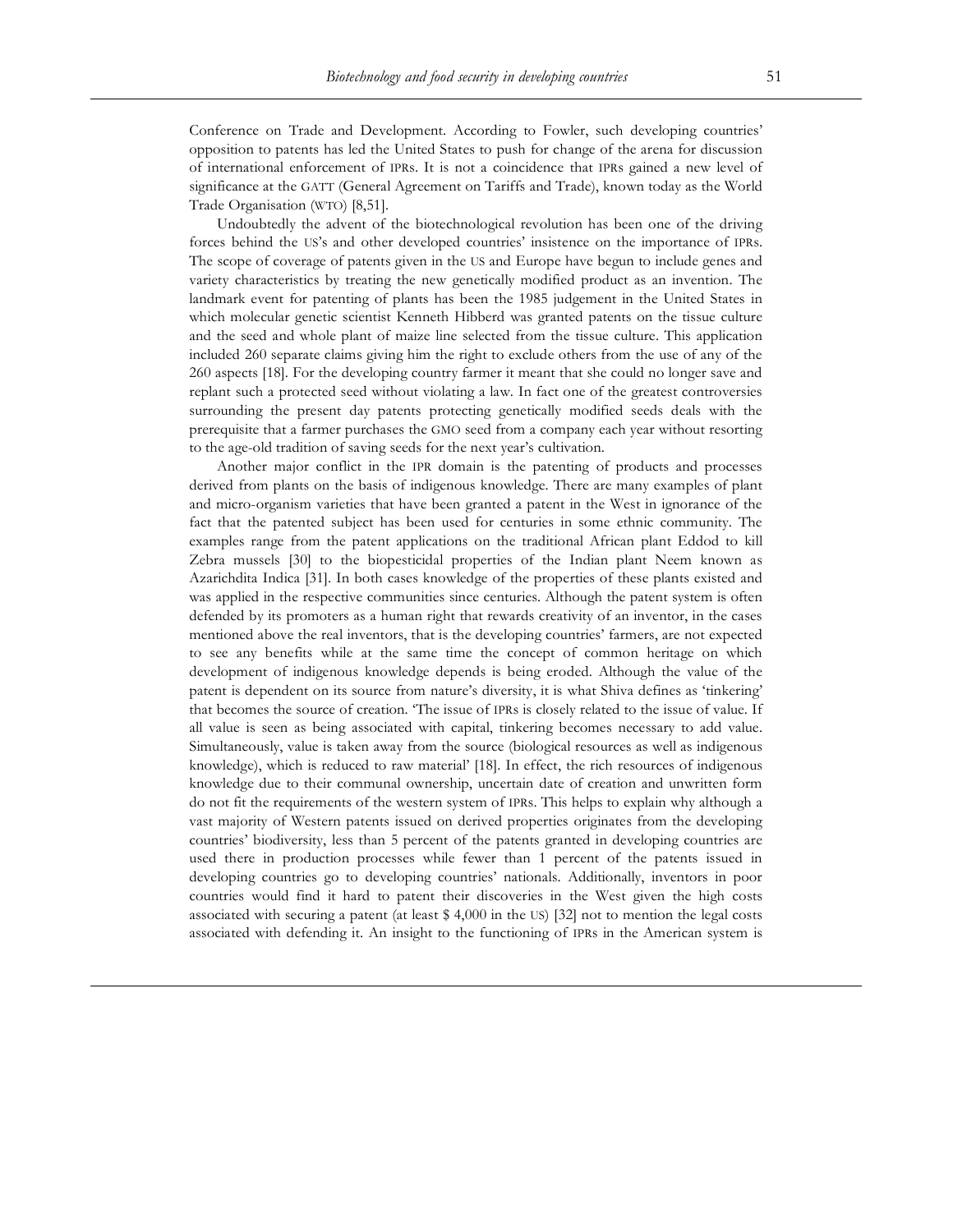Conference on Trade and Development. According to Fowler, such developing countries' opposition to patents has led the United States to push for change of the arena for discussion of international enforcement of IPRs. It is not a coincidence that IPRs gained a new level of significance at the GATT (General Agreement on Tariffs and Trade), known today as the World Trade Organisation (WTO) [8,51].

Undoubtedly the advent of the biotechnological revolution has been one of the driving forces behind the US's and other developed countries' insistence on the importance of IPRs. The scope of coverage of patents given in the US and Europe have begun to include genes and variety characteristics by treating the new genetically modified product as an invention. The landmark event for patenting of plants has been the 1985 judgement in the United States in which molecular genetic scientist Kenneth Hibberd was granted patents on the tissue culture and the seed and whole plant of maize line selected from the tissue culture. This application included 260 separate claims giving him the right to exclude others from the use of any of the 260 aspects [18]. For the developing country farmer it meant that she could no longer save and replant such a protected seed without violating a law. In fact one of the greatest controversies surrounding the present day patents protecting genetically modified seeds deals with the prerequisite that a farmer purchases the GMO seed from a company each year without resorting to the age-old tradition of saving seeds for the next year's cultivation.

Another major conflict in the IPR domain is the patenting of products and processes derived from plants on the basis of indigenous knowledge. There are many examples of plant and micro-organism varieties that have been granted a patent in the West in ignorance of the fact that the patented subject has been used for centuries in some ethnic community. The examples range from the patent applications on the traditional African plant Eddod to kill Zebra mussels [30] to the biopesticidal properties of the Indian plant Neem known as Azarichdita Indica [31]. In both cases knowledge of the properties of these plants existed and was applied in the respective communities since centuries. Although the patent system is often defended by its promoters as a human right that rewards creativity of an inventor, in the cases mentioned above the real inventors, that is the developing countries' farmers, are not expected to see any benefits while at the same time the concept of common heritage on which development of indigenous knowledge depends is being eroded. Although the value of the patent is dependent on its source from nature's diversity, it is what Shiva defines as 'tinkering' that becomes the source of creation. 'The issue of IPRs is closely related to the issue of value. If all value is seen as being associated with capital, tinkering becomes necessary to add value. Simultaneously, value is taken away from the source (biological resources as well as indigenous knowledge), which is reduced to raw material' [18]. In effect, the rich resources of indigenous knowledge due to their communal ownership, uncertain date of creation and unwritten form do not fit the requirements of the western system of IPRs. This helps to explain why although a vast majority of Western patents issued on derived properties originates from the developing countries' biodiversity, less than 5 percent of the patents granted in developing countries are used there in production processes while fewer than 1 percent of the patents issued in developing countries go to developing countries' nationals. Additionally, inventors in poor countries would find it hard to patent their discoveries in the West given the high costs associated with securing a patent (at least $ 4,000 in the US) [32] not to mention the legal costs associated with defending it. An insight to the functioning of IPRs in the American system is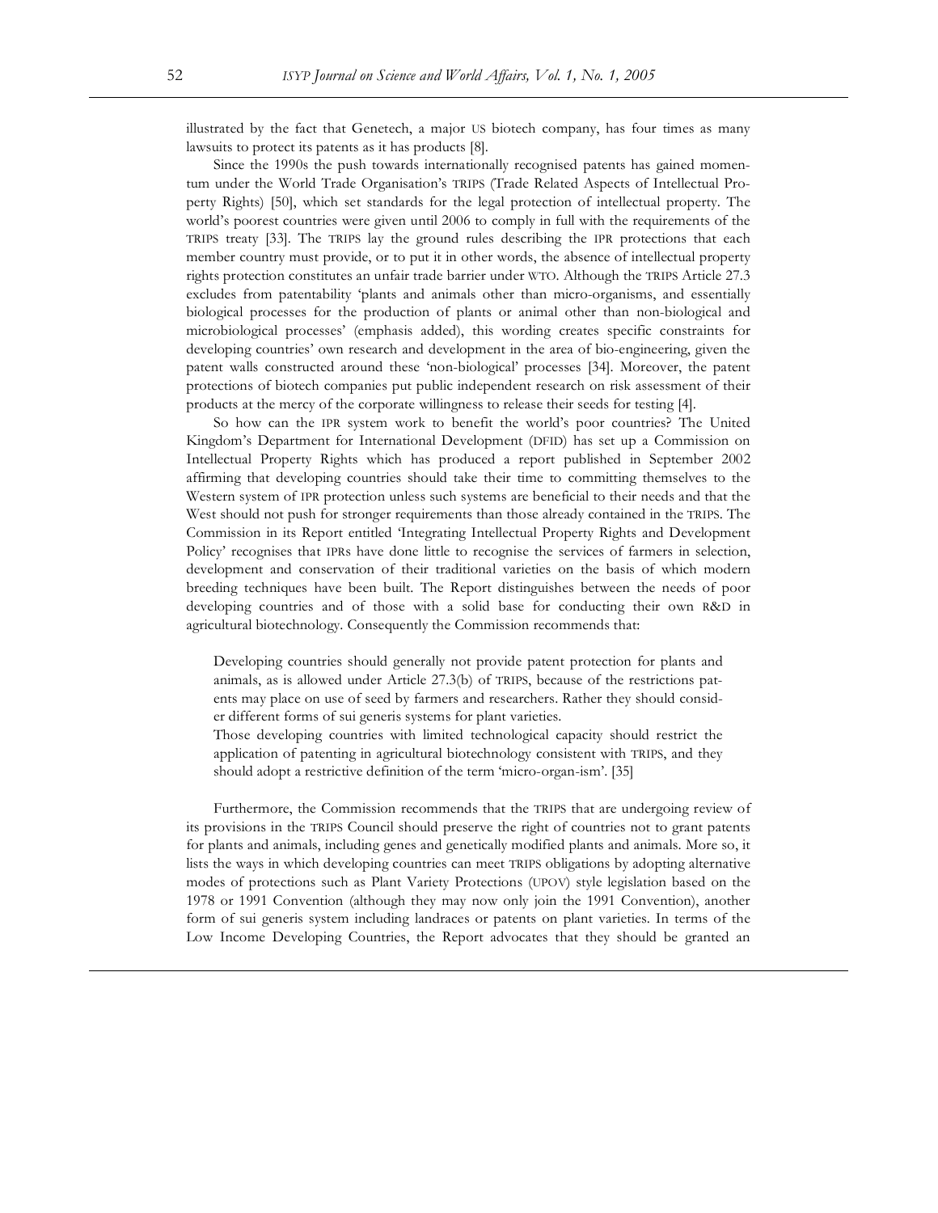illustrated by the fact that Genetech, a major US biotech company, has four times as many lawsuits to protect its patents as it has products [8].

Since the 1990s the push towards internationally recognised patents has gained momentum under the World Trade Organisation's TRIPS (Trade Related Aspects of Intellectual Property Rights) [50], which set standards for the legal protection of intellectual property. The world's poorest countries were given until 2006 to comply in full with the requirements of the TRIPS treaty [33]. The TRIPS lay the ground rules describing the IPR protections that each member country must provide, or to put it in other words, the absence of intellectual property rights protection constitutes an unfair trade barrier under WTO. Although the TRIPS Article 27.3 excludes from patentability 'plants and animals other than micro-organisms, and essentially biological processes for the production of plants or animal other than non-biological and microbiological processes' (emphasis added), this wording creates specific constraints for developing countries' own research and development in the area of bio-engineering, given the patent walls constructed around these 'non-biological' processes [34]. Moreover, the patent protections of biotech companies put public independent research on risk assessment of their products at the mercy of the corporate willingness to release their seeds for testing [4].

So how can the IPR system work to benefit the world's poor countries? The United Kingdom's Department for International Development (DFID) has set up a Commission on Intellectual Property Rights which has produced a report published in September 2002 affirming that developing countries should take their time to committing themselves to the Western system of IPR protection unless such systems are beneficial to their needs and that the West should not push for stronger requirements than those already contained in the TRIPS. The Commission in its Report entitled 'Integrating Intellectual Property Rights and Development Policy' recognises that IPRs have done little to recognise the services of farmers in selection, development and conservation of their traditional varieties on the basis of which modern breeding techniques have been built. The Report distinguishes between the needs of poor developing countries and of those with a solid base for conducting their own R&D in agricultural biotechnology. Consequently the Commission recommends that:

> Developing countries should generally not provide patent protection for plants and animals, as is allowed under Article 27.3(b) of TRIPS, because of the restrictions patents may place on use of seed by farmers and researchers. Rather they should consider different forms of sui generis systems for plant varieties.
>
> Those developing countries with limited technological capacity should restrict the application of patenting in agricultural biotechnology consistent with TRIPS, and they should adopt a restrictive definition of the term 'micro-organ-ism'. [35]

Furthermore, the Commission recommends that the TRIPS that are undergoing review of its provisions in the TRIPS Council should preserve the right of countries not to grant patents for plants and animals, including genes and genetically modified plants and animals. More so, it lists the ways in which developing countries can meet TRIPS obligations by adopting alternative modes of protections such as Plant Variety Protections (UPOV) style legislation based on the 1978 or 1991 Convention (although they may now only join the 1991 Convention), another form of sui generis system including landraces or patents on plant varieties. In terms of the Low Income Developing Countries, the Report advocates that they should be granted an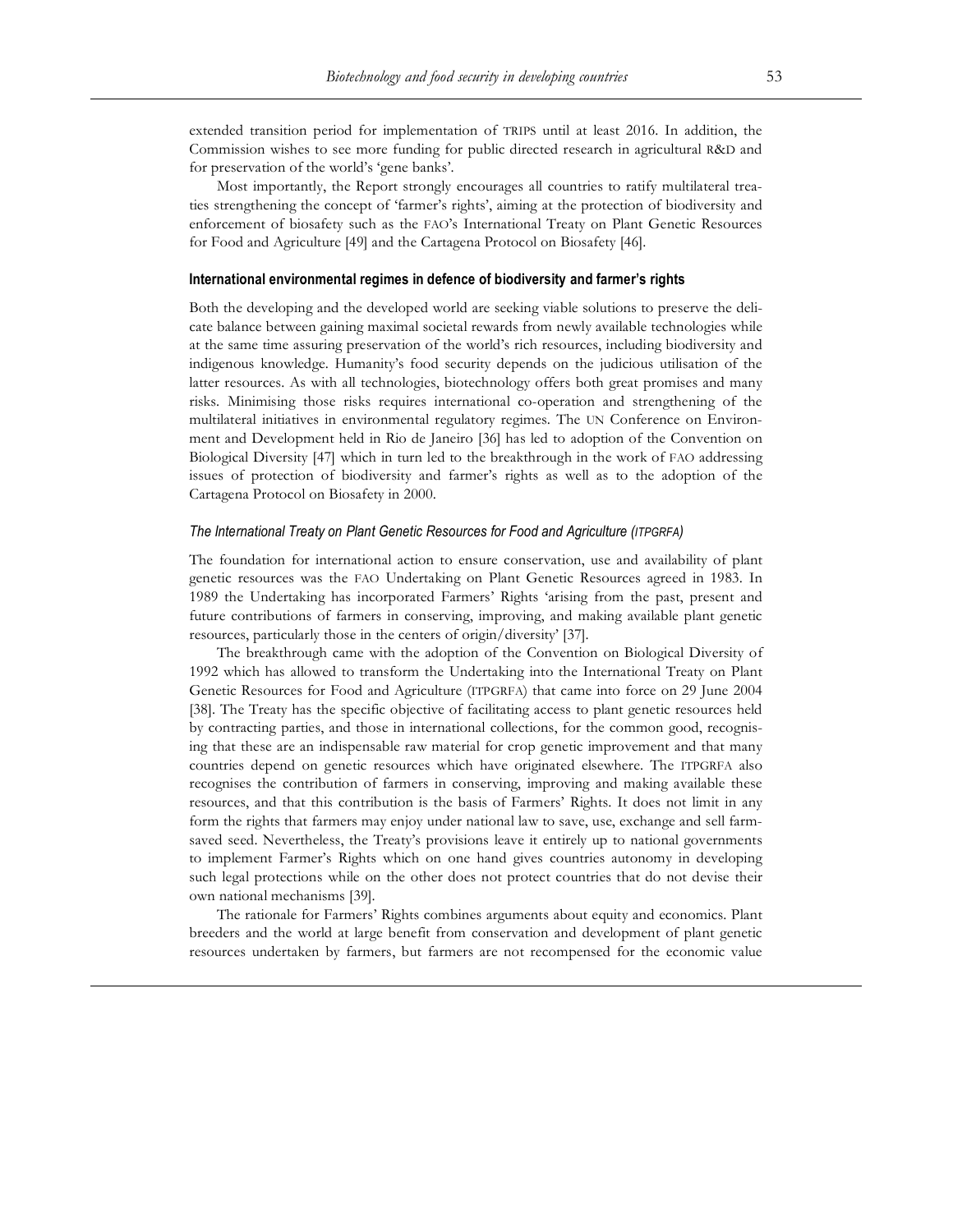extended transition period for implementation of TRIPS until at least 2016. In addition, the Commission wishes to see more funding for public directed research in agricultural R&D and for preservation of the world's 'gene banks'.

Most importantly, the Report strongly encourages all countries to ratify multilateral treaties strengthening the concept of 'farmer's rights', aiming at the protection of biodiversity and enforcement of biosafety such as the FAO's International Treaty on Plant Genetic Resources for Food and Agriculture [49] and the Cartagena Protocol on Biosafety [46].

### International environmental regimes in defence of biodiversity and farmer's rights

Both the developing and the developed world are seeking viable solutions to preserve the delicate balance between gaining maximal societal rewards from newly available technologies while at the same time assuring preservation of the world's rich resources, including biodiversity and indigenous knowledge. Humanity's food security depends on the judicious utilisation of the latter resources. As with all technologies, biotechnology offers both great promises and many risks. Minimising those risks requires international co-operation and strengthening of the multilateral initiatives in environmental regulatory regimes. The UN Conference on Environment and Development held in Rio de Janeiro [36] has led to adoption of the Convention on Biological Diversity [47] which in turn led to the breakthrough in the work of FAO addressing issues of protection of biodiversity and farmer's rights as well as to the adoption of the Cartagena Protocol on Biosafety in 2000.

#### *The International Treaty on Plant Genetic Resources for Food and Agriculture (ITPGRFA)*

The foundation for international action to ensure conservation, use and availability of plant genetic resources was the FAO Undertaking on Plant Genetic Resources agreed in 1983. In 1989 the Undertaking has incorporated Farmers' Rights 'arising from the past, present and future contributions of farmers in conserving, improving, and making available plant genetic resources, particularly those in the centers of origin/diversity' [37].

The breakthrough came with the adoption of the Convention on Biological Diversity of 1992 which has allowed to transform the Undertaking into the International Treaty on Plant Genetic Resources for Food and Agriculture (ITPGRFA) that came into force on 29 June 2004 [38]. The Treaty has the specific objective of facilitating access to plant genetic resources held by contracting parties, and those in international collections, for the common good, recognising that these are an indispensable raw material for crop genetic improvement and that many countries depend on genetic resources which have originated elsewhere. The ITPGRFA also recognises the contribution of farmers in conserving, improving and making available these resources, and that this contribution is the basis of Farmers' Rights. It does not limit in any form the rights that farmers may enjoy under national law to save, use, exchange and sell farm-saved seed. Nevertheless, the Treaty's provisions leave it entirely up to national governments to implement Farmer's Rights which on one hand gives countries autonomy in developing such legal protections while on the other does not protect countries that do not devise their own national mechanisms [39].

The rationale for Farmers' Rights combines arguments about equity and economics. Plant breeders and the world at large benefit from conservation and development of plant genetic resources undertaken by farmers, but farmers are not recompensed for the economic value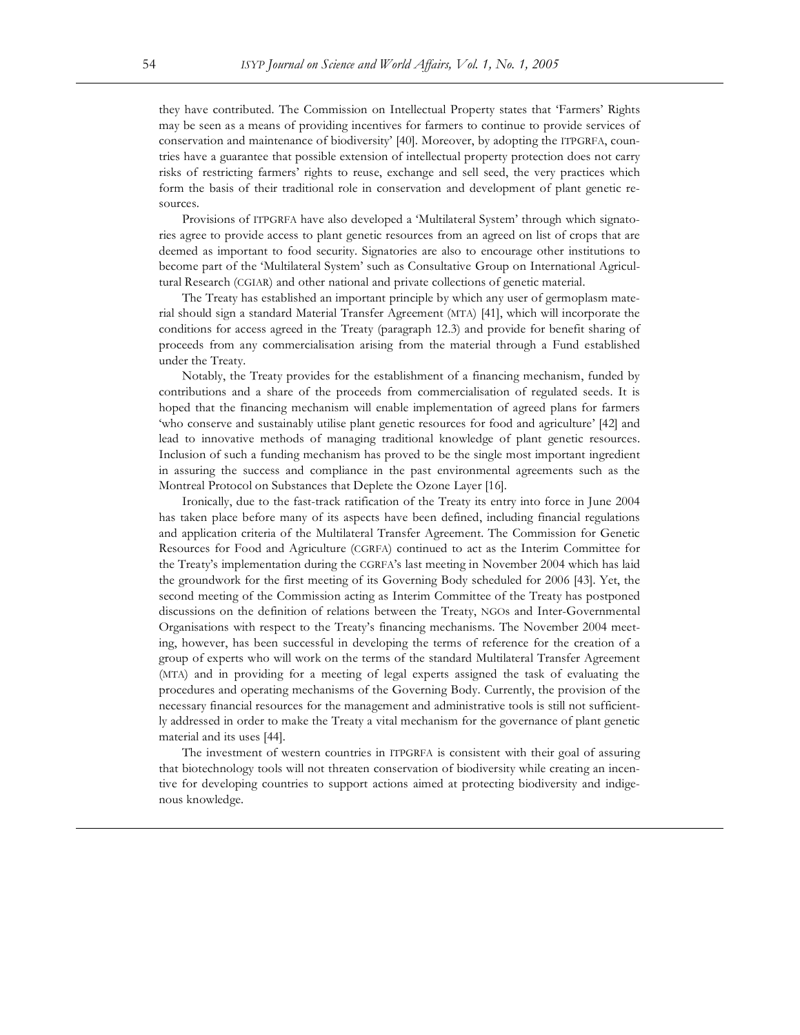they have contributed. The Commission on Intellectual Property states that 'Farmers' Rights may be seen as a means of providing incentives for farmers to continue to provide services of conservation and maintenance of biodiversity' [40]. Moreover, by adopting the ITPGRFA, countries have a guarantee that possible extension of intellectual property protection does not carry risks of restricting farmers' rights to reuse, exchange and sell seed, the very practices which form the basis of their traditional role in conservation and development of plant genetic resources.

Provisions of ITPGRFA have also developed a 'Multilateral System' through which signatories agree to provide access to plant genetic resources from an agreed on list of crops that are deemed as important to food security. Signatories are also to encourage other institutions to become part of the 'Multilateral System' such as Consultative Group on International Agricultural Research (CGIAR) and other national and private collections of genetic material.

The Treaty has established an important principle by which any user of germoplasm material should sign a standard Material Transfer Agreement (MTA) [41], which will incorporate the conditions for access agreed in the Treaty (paragraph 12.3) and provide for benefit sharing of proceeds from any commercialisation arising from the material through a Fund established under the Treaty.

Notably, the Treaty provides for the establishment of a financing mechanism, funded by contributions and a share of the proceeds from commercialisation of regulated seeds. It is hoped that the financing mechanism will enable implementation of agreed plans for farmers 'who conserve and sustainably utilise plant genetic resources for food and agriculture' [42] and lead to innovative methods of managing traditional knowledge of plant genetic resources. Inclusion of such a funding mechanism has proved to be the single most important ingredient in assuring the success and compliance in the past environmental agreements such as the Montreal Protocol on Substances that Deplete the Ozone Layer [16].

Ironically, due to the fast-track ratification of the Treaty its entry into force in June 2004 has taken place before many of its aspects have been defined, including financial regulations and application criteria of the Multilateral Transfer Agreement. The Commission for Genetic Resources for Food and Agriculture (CGRFA) continued to act as the Interim Committee for the Treaty's implementation during the CGRFA's last meeting in November 2004 which has laid the groundwork for the first meeting of its Governing Body scheduled for 2006 [43]. Yet, the second meeting of the Commission acting as Interim Committee of the Treaty has postponed discussions on the definition of relations between the Treaty, NGOs and Inter-Governmental Organisations with respect to the Treaty's financing mechanisms. The November 2004 meeting, however, has been successful in developing the terms of reference for the creation of a group of experts who will work on the terms of the standard Multilateral Transfer Agreement (MTA) and in providing for a meeting of legal experts assigned the task of evaluating the procedures and operating mechanisms of the Governing Body. Currently, the provision of the necessary financial resources for the management and administrative tools is still not sufficiently addressed in order to make the Treaty a vital mechanism for the governance of plant genetic material and its uses [44].

The investment of western countries in ITPGRFA is consistent with their goal of assuring that biotechnology tools will not threaten conservation of biodiversity while creating an incentive for developing countries to support actions aimed at protecting biodiversity and indigenous knowledge.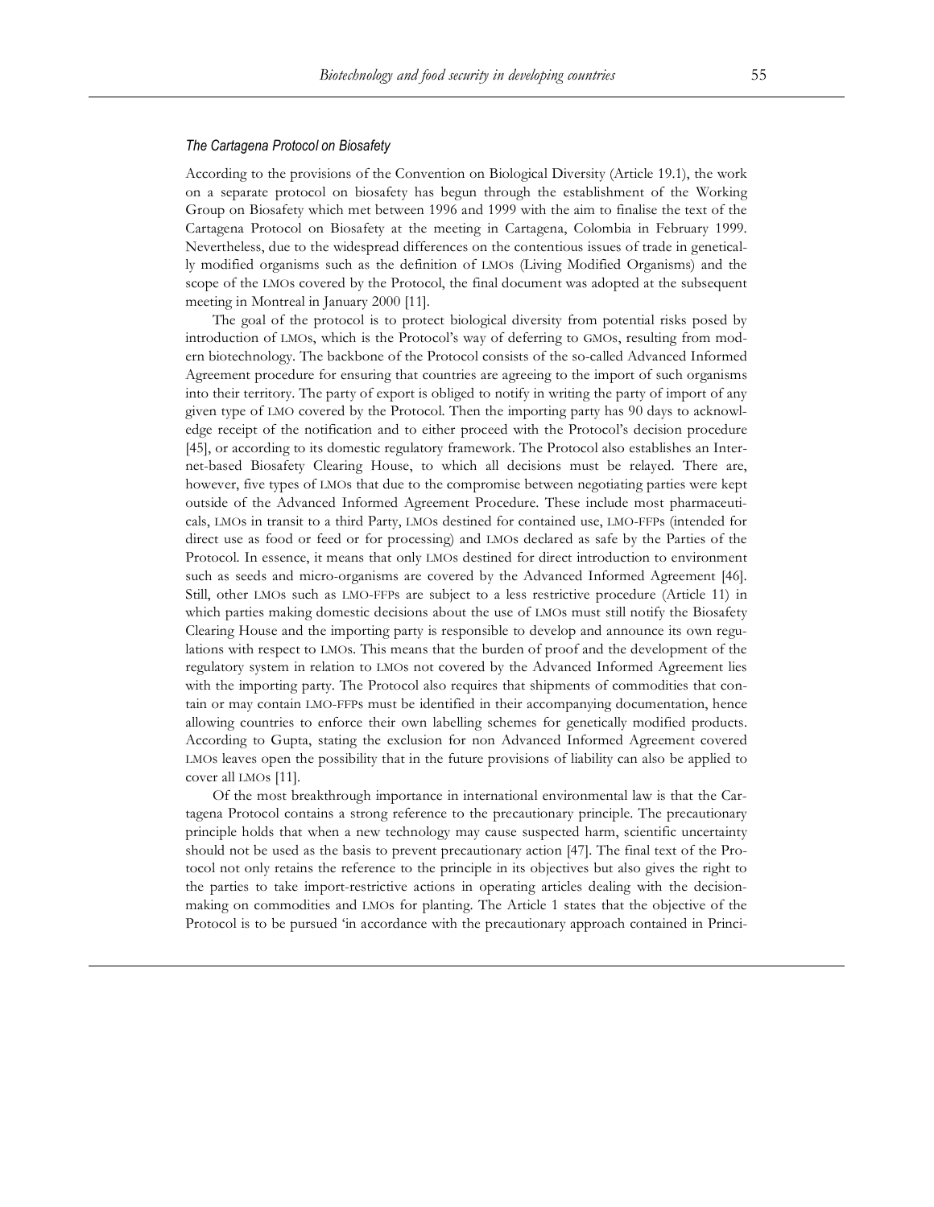### *The Cartagena Protocol on Biosafety*

According to the provisions of the Convention on Biological Diversity (Article 19.1), the work on a separate protocol on biosafety has begun through the establishment of the Working Group on Biosafety which met between 1996 and 1999 with the aim to finalise the text of the Cartagena Protocol on Biosafety at the meeting in Cartagena, Colombia in February 1999. Nevertheless, due to the widespread differences on the contentious issues of trade in genetically modified organisms such as the definition of LMOs (Living Modified Organisms) and the scope of the LMOs covered by the Protocol, the final document was adopted at the subsequent meeting in Montreal in January 2000 [11].

The goal of the protocol is to protect biological diversity from potential risks posed by introduction of LMOs, which is the Protocol's way of deferring to GMOs, resulting from modern biotechnology. The backbone of the Protocol consists of the so-called Advanced Informed Agreement procedure for ensuring that countries are agreeing to the import of such organisms into their territory. The party of export is obliged to notify in writing the party of import of any given type of LMO covered by the Protocol. Then the importing party has 90 days to acknowledge receipt of the notification and to either proceed with the Protocol's decision procedure [45], or according to its domestic regulatory framework. The Protocol also establishes an Internet-based Biosafety Clearing House, to which all decisions must be relayed. There are, however, five types of LMOs that due to the compromise between negotiating parties were kept outside of the Advanced Informed Agreement Procedure. These include most pharmaceuticals, LMOs in transit to a third Party, LMOs destined for contained use, LMO-FFPs (intended for direct use as food or feed or for processing) and LMOs declared as safe by the Parties of the Protocol. In essence, it means that only LMOs destined for direct introduction to environment such as seeds and micro-organisms are covered by the Advanced Informed Agreement [46]. Still, other LMOs such as LMO-FFPs are subject to a less restrictive procedure (Article 11) in which parties making domestic decisions about the use of LMOs must still notify the Biosafety Clearing House and the importing party is responsible to develop and announce its own regulations with respect to LMOs. This means that the burden of proof and the development of the regulatory system in relation to LMOs not covered by the Advanced Informed Agreement lies with the importing party. The Protocol also requires that shipments of commodities that contain or may contain LMO-FFPs must be identified in their accompanying documentation, hence allowing countries to enforce their own labelling schemes for genetically modified products. According to Gupta, stating the exclusion for non Advanced Informed Agreement covered LMOs leaves open the possibility that in the future provisions of liability can also be applied to cover all LMOs [11].

Of the most breakthrough importance in international environmental law is that the Cartagena Protocol contains a strong reference to the precautionary principle. The precautionary principle holds that when a new technology may cause suspected harm, scientific uncertainty should not be used as the basis to prevent precautionary action [47]. The final text of the Protocol not only retains the reference to the principle in its objectives but also gives the right to the parties to take import-restrictive actions in operating articles dealing with the decision-making on commodities and LMOs for planting. The Article 1 states that the objective of the Protocol is to be pursued 'in accordance with the precautionary approach contained in Princi-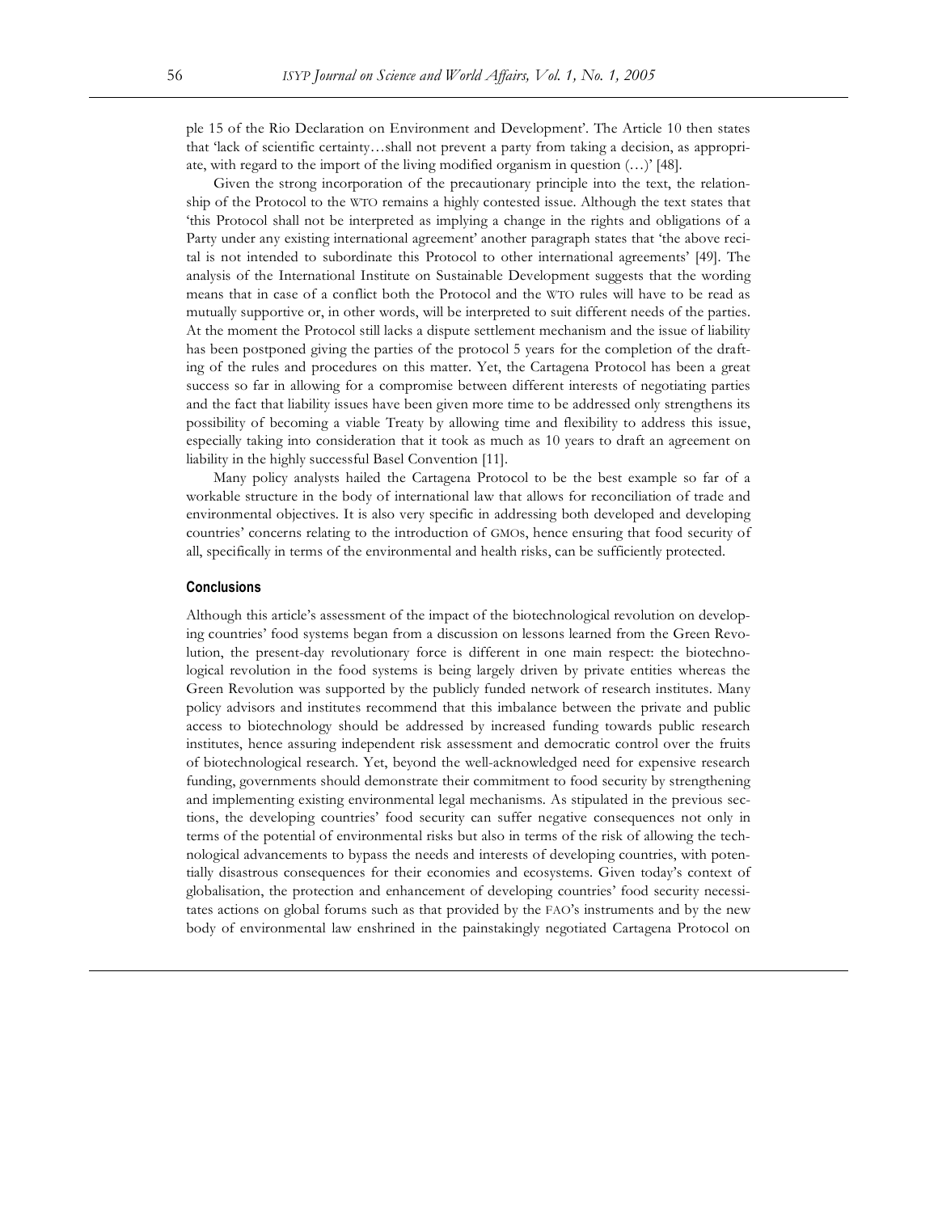ple 15 of the Rio Declaration on Environment and Development'. The Article 10 then states that 'lack of scientific certainty…shall not prevent a party from taking a decision, as appropriate, with regard to the import of the living modified organism in question (…)' [48].

Given the strong incorporation of the precautionary principle into the text, the relationship of the Protocol to the WTO remains a highly contested issue. Although the text states that 'this Protocol shall not be interpreted as implying a change in the rights and obligations of a Party under any existing international agreement' another paragraph states that 'the above recital is not intended to subordinate this Protocol to other international agreements' [49]. The analysis of the International Institute on Sustainable Development suggests that the wording means that in case of a conflict both the Protocol and the WTO rules will have to be read as mutually supportive or, in other words, will be interpreted to suit different needs of the parties. At the moment the Protocol still lacks a dispute settlement mechanism and the issue of liability has been postponed giving the parties of the protocol 5 years for the completion of the drafting of the rules and procedures on this matter. Yet, the Cartagena Protocol has been a great success so far in allowing for a compromise between different interests of negotiating parties and the fact that liability issues have been given more time to be addressed only strengthens its possibility of becoming a viable Treaty by allowing time and flexibility to address this issue, especially taking into consideration that it took as much as 10 years to draft an agreement on liability in the highly successful Basel Convention [11].

Many policy analysts hailed the Cartagena Protocol to be the best example so far of a workable structure in the body of international law that allows for reconciliation of trade and environmental objectives. It is also very specific in addressing both developed and developing countries' concerns relating to the introduction of GMOs, hence ensuring that food security of all, specifically in terms of the environmental and health risks, can be sufficiently protected.

## Conclusions

Although this article's assessment of the impact of the biotechnological revolution on developing countries' food systems began from a discussion on lessons learned from the Green Revolution, the present-day revolutionary force is different in one main respect: the biotechnological revolution in the food systems is being largely driven by private entities whereas the Green Revolution was supported by the publicly funded network of research institutes. Many policy advisors and institutes recommend that this imbalance between the private and public access to biotechnology should be addressed by increased funding towards public research institutes, hence assuring independent risk assessment and democratic control over the fruits of biotechnological research. Yet, beyond the well-acknowledged need for expensive research funding, governments should demonstrate their commitment to food security by strengthening and implementing existing environmental legal mechanisms. As stipulated in the previous sections, the developing countries' food security can suffer negative consequences not only in terms of the potential of environmental risks but also in terms of the risk of allowing the technological advancements to bypass the needs and interests of developing countries, with potentially disastrous consequences for their economies and ecosystems. Given today's context of globalisation, the protection and enhancement of developing countries' food security necessitates actions on global forums such as that provided by the FAO's instruments and by the new body of environmental law enshrined in the painstakingly negotiated Cartagena Protocol on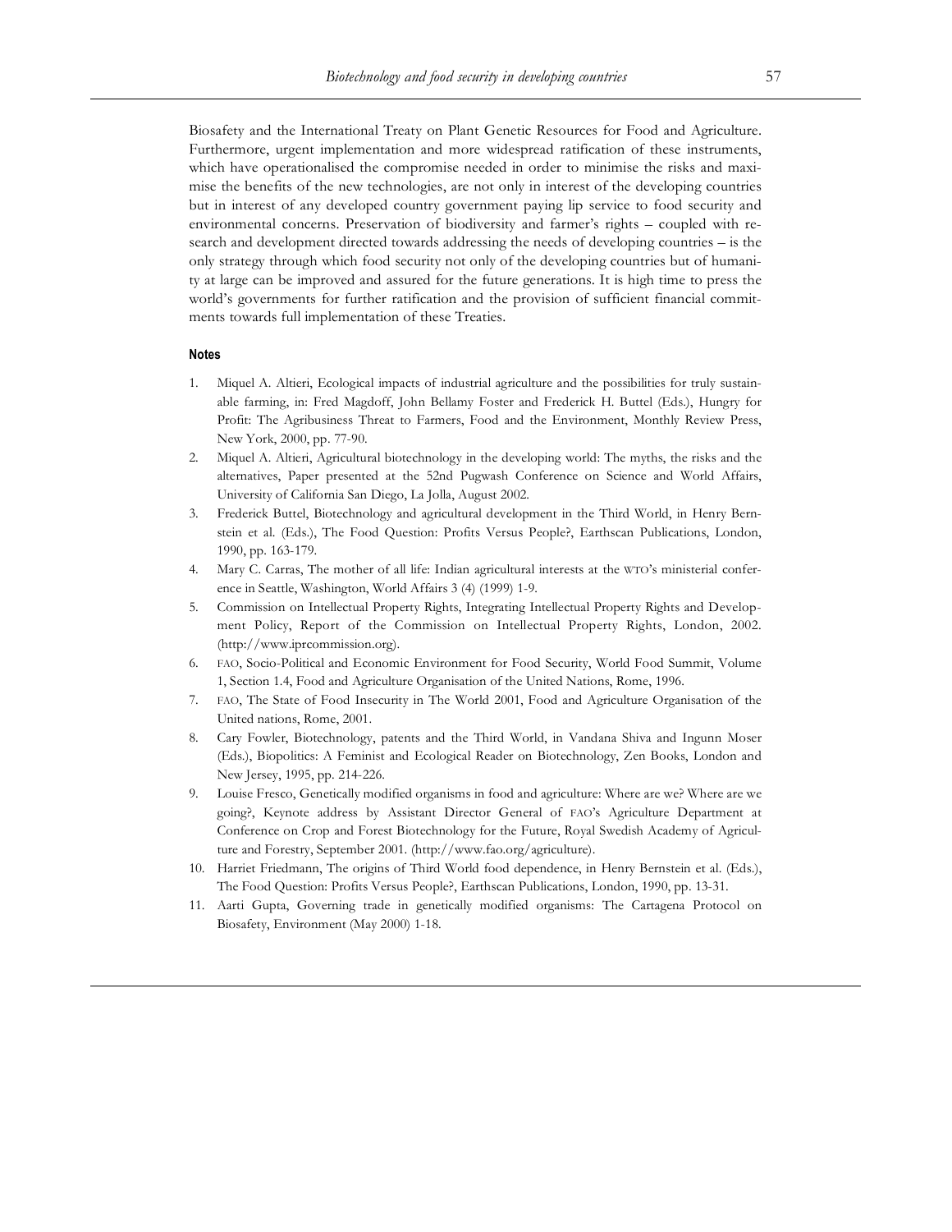Biosafety and the International Treaty on Plant Genetic Resources for Food and Agriculture. Furthermore, urgent implementation and more widespread ratification of these instruments, which have operationalised the compromise needed in order to minimise the risks and maximise the benefits of the new technologies, are not only in interest of the developing countries but in interest of any developed country government paying lip service to food security and environmental concerns. Preservation of biodiversity and farmer's rights – coupled with research and development directed towards addressing the needs of developing countries – is the only strategy through which food security not only of the developing countries but of humanity at large can be improved and assured for the future generations. It is high time to press the world's governments for further ratification and the provision of sufficient financial commitments towards full implementation of these Treaties.

#### Notes

1. Miquel A. Altieri, Ecological impacts of industrial agriculture and the possibilities for truly sustainable farming, in: Fred Magdoff, John Bellamy Foster and Frederick H. Buttel (Eds.), Hungry for Profit: The Agribusiness Threat to Farmers, Food and the Environment, Monthly Review Press, New York, 2000, pp. 77-90.
2. Miquel A. Altieri, Agricultural biotechnology in the developing world: The myths, the risks and the alternatives, Paper presented at the 52nd Pugwash Conference on Science and World Affairs, University of California San Diego, La Jolla, August 2002.
3. Frederick Buttel, Biotechnology and agricultural development in the Third World, in Henry Bernstein et al. (Eds.), The Food Question: Profits Versus People?, Earthscan Publications, London, 1990, pp. 163-179.
4. Mary C. Carras, The mother of all life: Indian agricultural interests at the WTO's ministerial conference in Seattle, Washington, World Affairs 3 (4) (1999) 1-9.
5. Commission on Intellectual Property Rights, Integrating Intellectual Property Rights and Development Policy, Report of the Commission on Intellectual Property Rights, London, 2002. (http://www.iprcommission.org).
6. FAO, Socio-Political and Economic Environment for Food Security, World Food Summit, Volume 1, Section 1.4, Food and Agriculture Organisation of the United Nations, Rome, 1996.
7. FAO, The State of Food Insecurity in The World 2001, Food and Agriculture Organisation of the United nations, Rome, 2001.
8. Cary Fowler, Biotechnology, patents and the Third World, in Vandana Shiva and Ingunn Moser (Eds.), Biopolitics: A Feminist and Ecological Reader on Biotechnology, Zen Books, London and New Jersey, 1995, pp. 214-226.
9. Louise Fresco, Genetically modified organisms in food and agriculture: Where are we? Where are we going?, Keynote address by Assistant Director General of FAO's Agriculture Department at Conference on Crop and Forest Biotechnology for the Future, Royal Swedish Academy of Agriculture and Forestry, September 2001. (http://www.fao.org/agriculture).
10. Harriet Friedmann, The origins of Third World food dependence, in Henry Bernstein et al. (Eds.), The Food Question: Profits Versus People?, Earthscan Publications, London, 1990, pp. 13-31.
11. Aarti Gupta, Governing trade in genetically modified organisms: The Cartagena Protocol on Biosafety, Environment (May 2000) 1-18.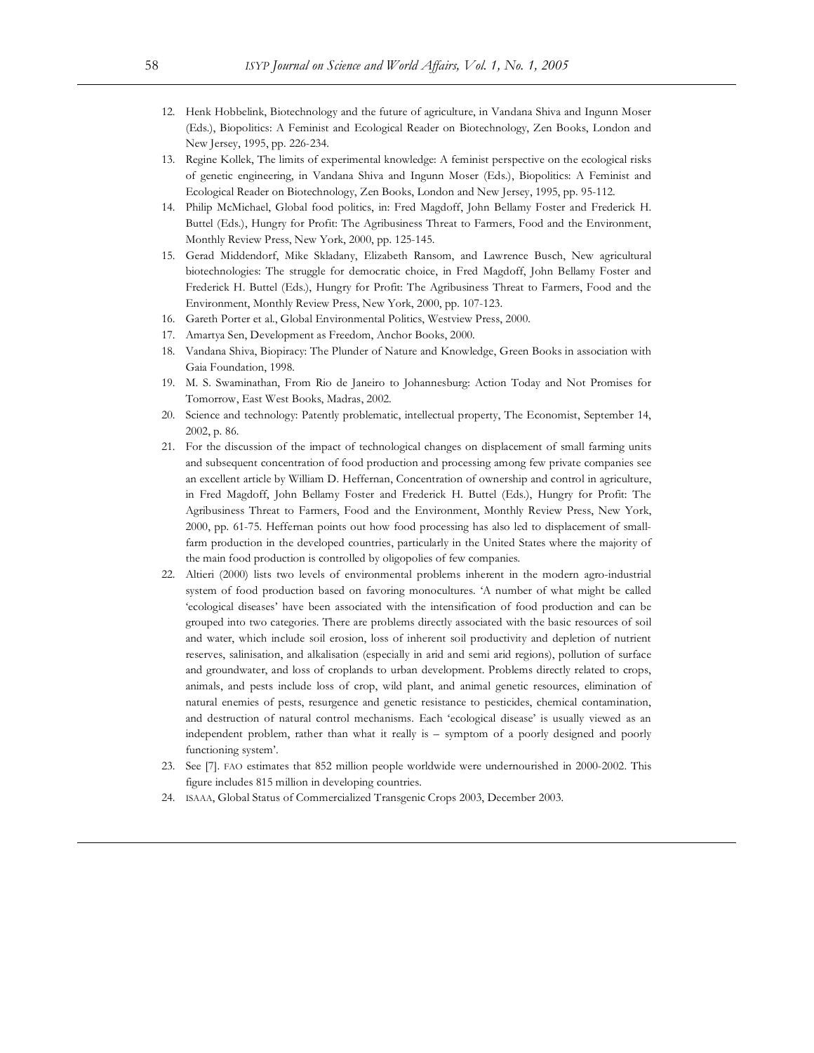12. Henk Hobbelink, Biotechnology and the future of agriculture, in Vandana Shiva and Ingunn Moser (Eds.), Biopolitics: A Feminist and Ecological Reader on Biotechnology, Zen Books, London and New Jersey, 1995, pp. 226-234.
13. Regine Kollek, The limits of experimental knowledge: A feminist perspective on the ecological risks of genetic engineering, in Vandana Shiva and Ingunn Moser (Eds.), Biopolitics: A Feminist and Ecological Reader on Biotechnology, Zen Books, London and New Jersey, 1995, pp. 95-112.
14. Philip McMichael, Global food politics, in: Fred Magdoff, John Bellamy Foster and Frederick H. Buttel (Eds.), Hungry for Profit: The Agribusiness Threat to Farmers, Food and the Environment, Monthly Review Press, New York, 2000, pp. 125-145.
15. Gerad Middendorf, Mike Skladany, Elizabeth Ransom, and Lawrence Busch, New agricultural biotechnologies: The struggle for democratic choice, in Fred Magdoff, John Bellamy Foster and Frederick H. Buttel (Eds.), Hungry for Profit: The Agribusiness Threat to Farmers, Food and the Environment, Monthly Review Press, New York, 2000, pp. 107-123.
16. Gareth Porter et al., Global Environmental Politics, Westview Press, 2000.
17. Amartya Sen, Development as Freedom, Anchor Books, 2000.
18. Vandana Shiva, Biopiracy: The Plunder of Nature and Knowledge, Green Books in association with Gaia Foundation, 1998.
19. M. S. Swaminathan, From Rio de Janeiro to Johannesburg: Action Today and Not Promises for Tomorrow, East West Books, Madras, 2002.
20. Science and technology: Patently problematic, intellectual property, The Economist, September 14, 2002, p. 86.
21. For the discussion of the impact of technological changes on displacement of small farming units and subsequent concentration of food production and processing among few private companies see an excellent article by William D. Heffernan, Concentration of ownership and control in agriculture, in Fred Magdoff, John Bellamy Foster and Frederick H. Buttel (Eds.), Hungry for Profit: The Agribusiness Threat to Farmers, Food and the Environment, Monthly Review Press, New York, 2000, pp. 61-75. Heffernan points out how food processing has also led to displacement of small-farm production in the developed countries, particularly in the United States where the majority of the main food production is controlled by oligopolies of few companies.
22. Altieri (2000) lists two levels of environmental problems inherent in the modern agro-industrial system of food production based on favoring monocultures. 'A number of what might be called 'ecological diseases' have been associated with the intensification of food production and can be grouped into two categories. There are problems directly associated with the basic resources of soil and water, which include soil erosion, loss of inherent soil productivity and depletion of nutrient reserves, salinisation, and alkalisation (especially in arid and semi arid regions), pollution of surface and groundwater, and loss of croplands to urban development. Problems directly related to crops, animals, and pests include loss of crop, wild plant, and animal genetic resources, elimination of natural enemies of pests, resurgence and genetic resistance to pesticides, chemical contamination, and destruction of natural control mechanisms. Each 'ecological disease' is usually viewed as an independent problem, rather than what it really is – symptom of a poorly designed and poorly functioning system'.
23. See [7]. FAO estimates that 852 million people worldwide were undernourished in 2000-2002. This figure includes 815 million in developing countries.
24. ISAAA, Global Status of Commercialized Transgenic Crops 2003, December 2003.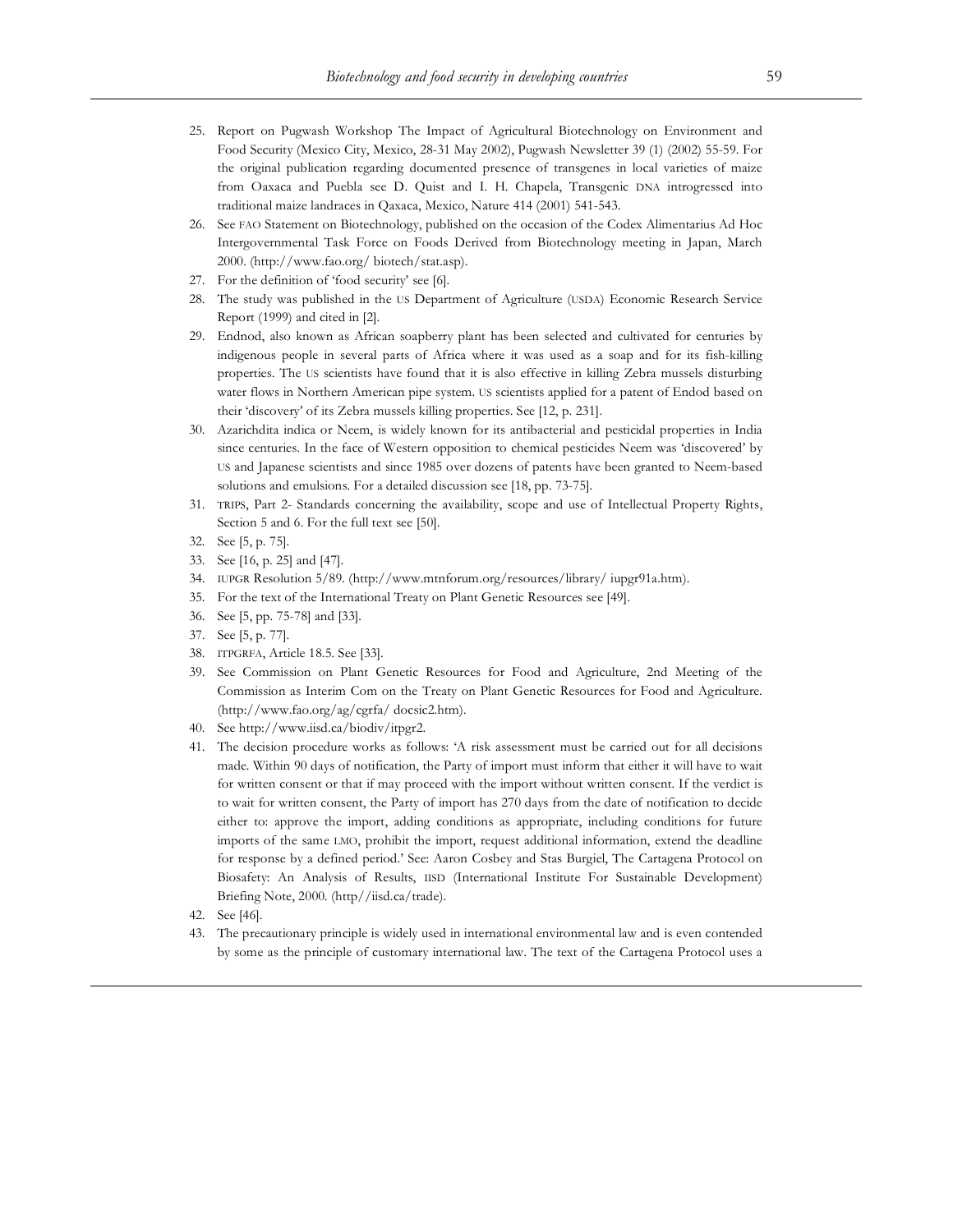25. Report on Pugwash Workshop The Impact of Agricultural Biotechnology on Environment and Food Security (Mexico City, Mexico, 28-31 May 2002), Pugwash Newsletter 39 (1) (2002) 55-59. For the original publication regarding documented presence of transgenes in local varieties of maize from Oaxaca and Puebla see D. Quist and I. H. Chapela, Transgenic DNA introgressed into traditional maize landraces in Qaxaca, Mexico, Nature 414 (2001) 541-543.
26. See FAO Statement on Biotechnology, published on the occasion of the Codex Alimentarius Ad Hoc Intergovernmental Task Force on Foods Derived from Biotechnology meeting in Japan, March 2000. (http://www.fao.org/ biotech/stat.asp).
27. For the definition of 'food security' see [6].
28. The study was published in the US Department of Agriculture (USDA) Economic Research Service Report (1999) and cited in [2].
29. Endnod, also known as African soapberry plant has been selected and cultivated for centuries by indigenous people in several parts of Africa where it was used as a soap and for its fish-killing properties. The US scientists have found that it is also effective in killing Zebra mussels disturbing water flows in Northern American pipe system. US scientists applied for a patent of Endod based on their 'discovery' of its Zebra mussels killing properties. See [12, p. 231].
30. Azarichdita indica or Neem, is widely known for its antibacterial and pesticidal properties in India since centuries. In the face of Western opposition to chemical pesticides Neem was 'discovered' by US and Japanese scientists and since 1985 over dozens of patents have been granted to Neem-based solutions and emulsions. For a detailed discussion see [18, pp. 73-75].
31. TRIPS, Part 2- Standards concerning the availability, scope and use of Intellectual Property Rights, Section 5 and 6. For the full text see [50].
32. See [5, p. 75].
33. See [16, p. 25] and [47].
34. IUPGR Resolution 5/89. (http://www.mtnforum.org/resources/library/ iupgr91a.htm).
35. For the text of the International Treaty on Plant Genetic Resources see [49].
36. See [5, pp. 75-78] and [33].
37. See [5, p. 77].
38. ITPGRFA, Article 18.5. See [33].
39. See Commission on Plant Genetic Resources for Food and Agriculture, 2nd Meeting of the Commission as Interim Com on the Treaty on Plant Genetic Resources for Food and Agriculture. (http://www.fao.org/ag/cgrfa/ docsic2.htm).
40. See http://www.iisd.ca/biodiv/itpgr2.
41. The decision procedure works as follows: 'A risk assessment must be carried out for all decisions made. Within 90 days of notification, the Party of import must inform that either it will have to wait for written consent or that if may proceed with the import without written consent. If the verdict is to wait for written consent, the Party of import has 270 days from the date of notification to decide either to: approve the import, adding conditions as appropriate, including conditions for future imports of the same LMO, prohibit the import, request additional information, extend the deadline for response by a defined period.' See: Aaron Cosbey and Stas Burgiel, The Cartagena Protocol on Biosafety: An Analysis of Results, IISD (International Institute For Sustainable Development) Briefing Note, 2000. (http//iisd.ca/trade).
42. See [46].
43. The precautionary principle is widely used in international environmental law and is even contended by some as the principle of customary international law. The text of the Cartagena Protocol uses a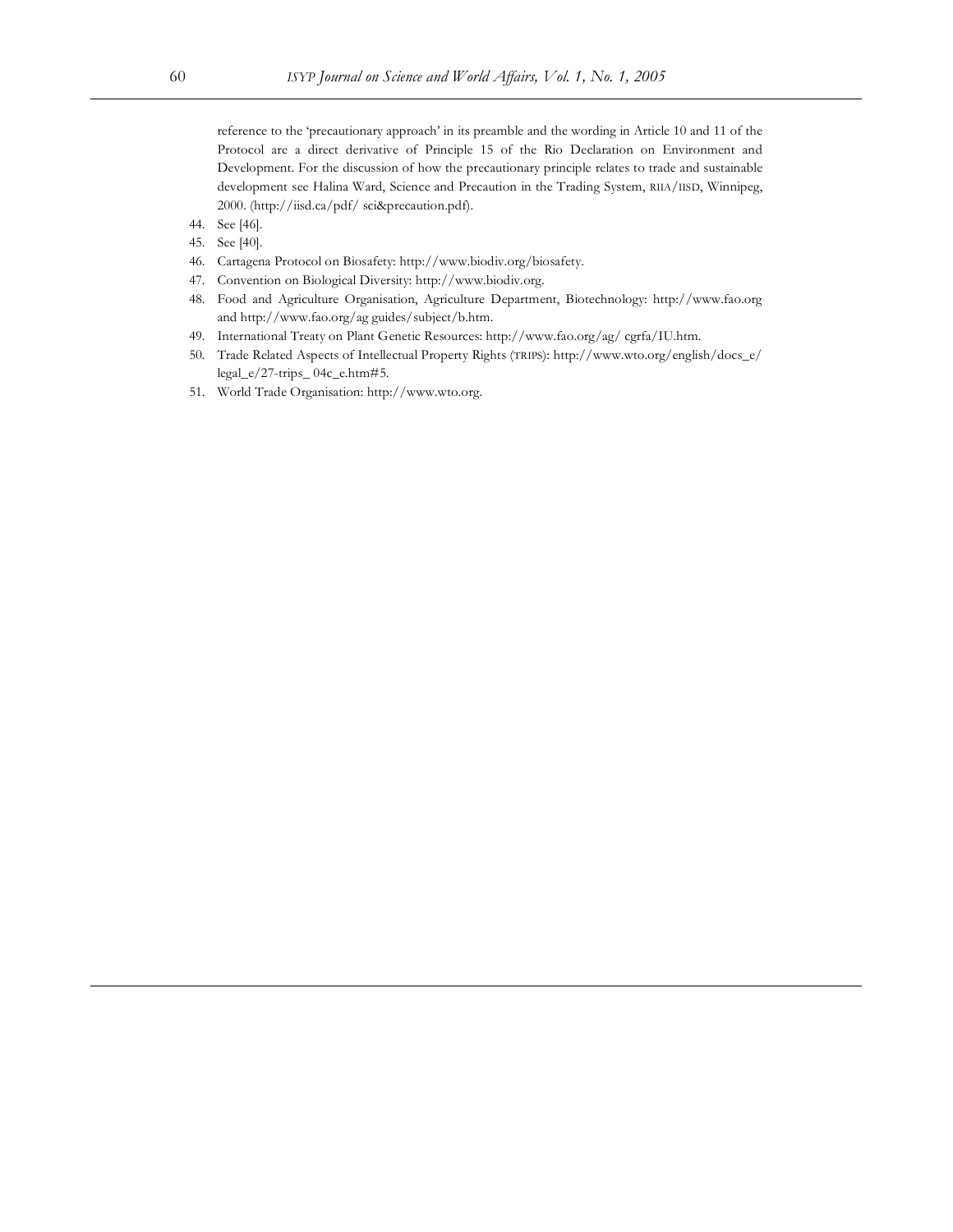reference to the 'precautionary approach' in its preamble and the wording in Article 10 and 11 of the Protocol are a direct derivative of Principle 15 of the Rio Declaration on Environment and Development. For the discussion of how the precautionary principle relates to trade and sustainable development see Halina Ward, Science and Precaution in the Trading System, RIIA/IISD, Winnipeg, 2000. (http://iisd.ca/pdf/ sci&precaution.pdf).

44. See [46].
45. See [40].
46. Cartagena Protocol on Biosafety: http://www.biodiv.org/biosafety.
47. Convention on Biological Diversity: http://www.biodiv.org.
48. Food and Agriculture Organisation, Agriculture Department, Biotechnology: http://www.fao.org and http://www.fao.org/ag guides/subject/b.htm.
49. International Treaty on Plant Genetic Resources: http://www.fao.org/ag/ cgrfa/IU.htm.
50. Trade Related Aspects of Intellectual Property Rights (TRIPS): http://www.wto.org/english/docs_e/ legal_e/27-trips_ 04c_e.htm#5.
51. World Trade Organisation: http://www.wto.org.